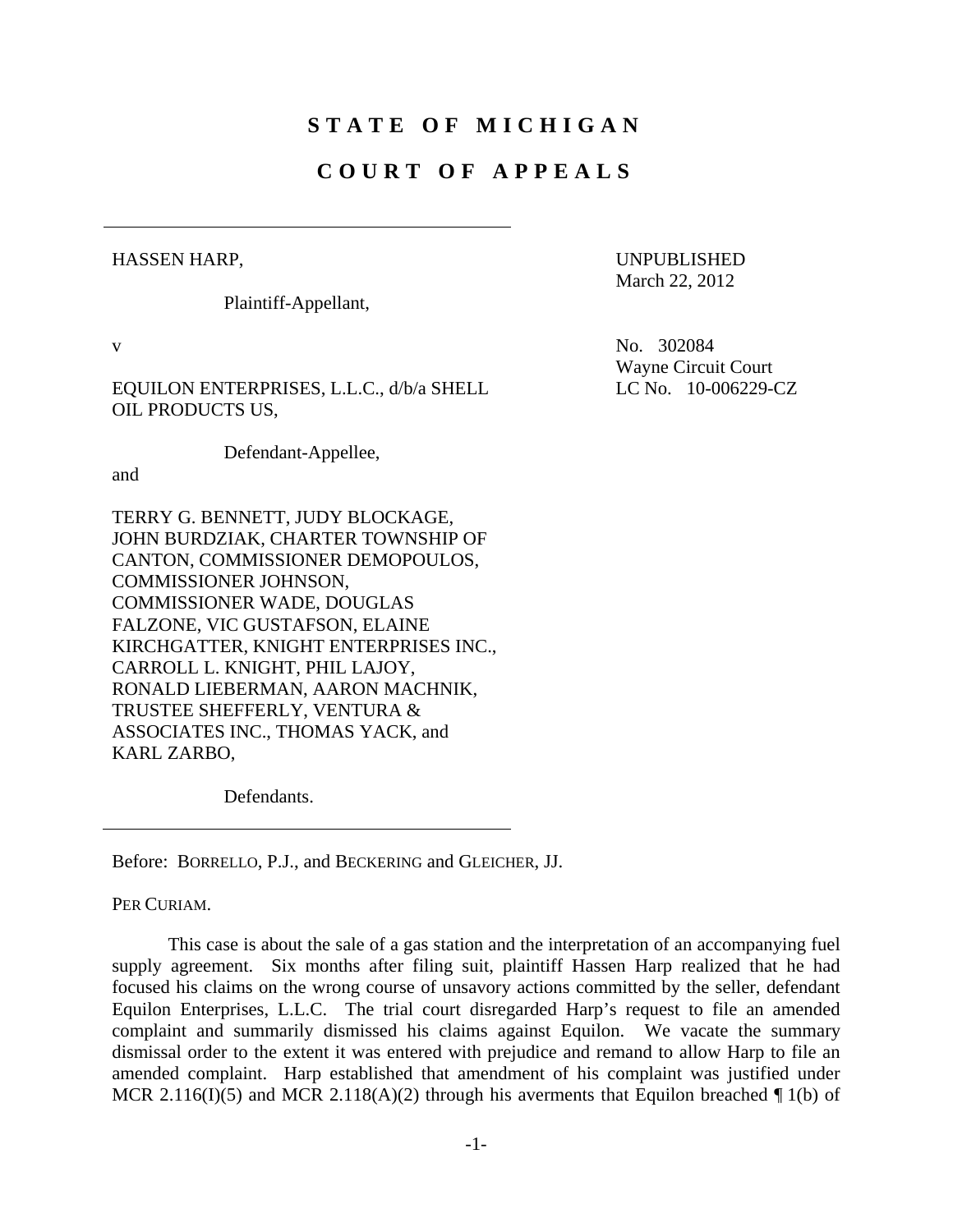# S T A T E O F M I C H I G A N

# C O U R T O F A P P E A L S

HASSEN HARP,

Plaintiff-Appellant,

UNPUBLISHED
March 22, 2012

v

No. 302084
Wayne Circuit Court
LC No. 10-006229-CZ

EQUILON ENTERPRISES, L.L.C., d/b/a SHELL OIL PRODUCTS US,

Defendant-Appellee,

and

TERRY G. BENNETT, JUDY BLOCKAGE, JOHN BURDZIAK, CHARTER TOWNSHIP OF CANTON, COMMISSIONER DEMOPOULOS, COMMISSIONER JOHNSON, COMMISSIONER WADE, DOUGLAS FALZONE, VIC GUSTAFSON, ELAINE KIRCHGATTER, KNIGHT ENTERPRISES INC., CARROLL L. KNIGHT, PHIL LAJOY, RONALD LIEBERMAN, AARON MACHNIK, TRUSTEE SHEFFERLY, VENTURA & ASSOCIATES INC., THOMAS YACK, and KARL ZARBO,

Defendants.

Before: BORRELLO, P.J., and BECKERING and GLEICHER, JJ.

PER CURIAM.

This case is about the sale of a gas station and the interpretation of an accompanying fuel supply agreement. Six months after filing suit, plaintiff Hassen Harp realized that he had focused his claims on the wrong course of unsavory actions committed by the seller, defendant Equilon Enterprises, L.L.C. The trial court disregarded Harp's request to file an amended complaint and summarily dismissed his claims against Equilon. We vacate the summary dismissal order to the extent it was entered with prejudice and remand to allow Harp to file an amended complaint. Harp established that amendment of his complaint was justified under MCR 2.116(I)(5) and MCR 2.118(A)(2) through his averments that Equilon breached ¶ 1(b) of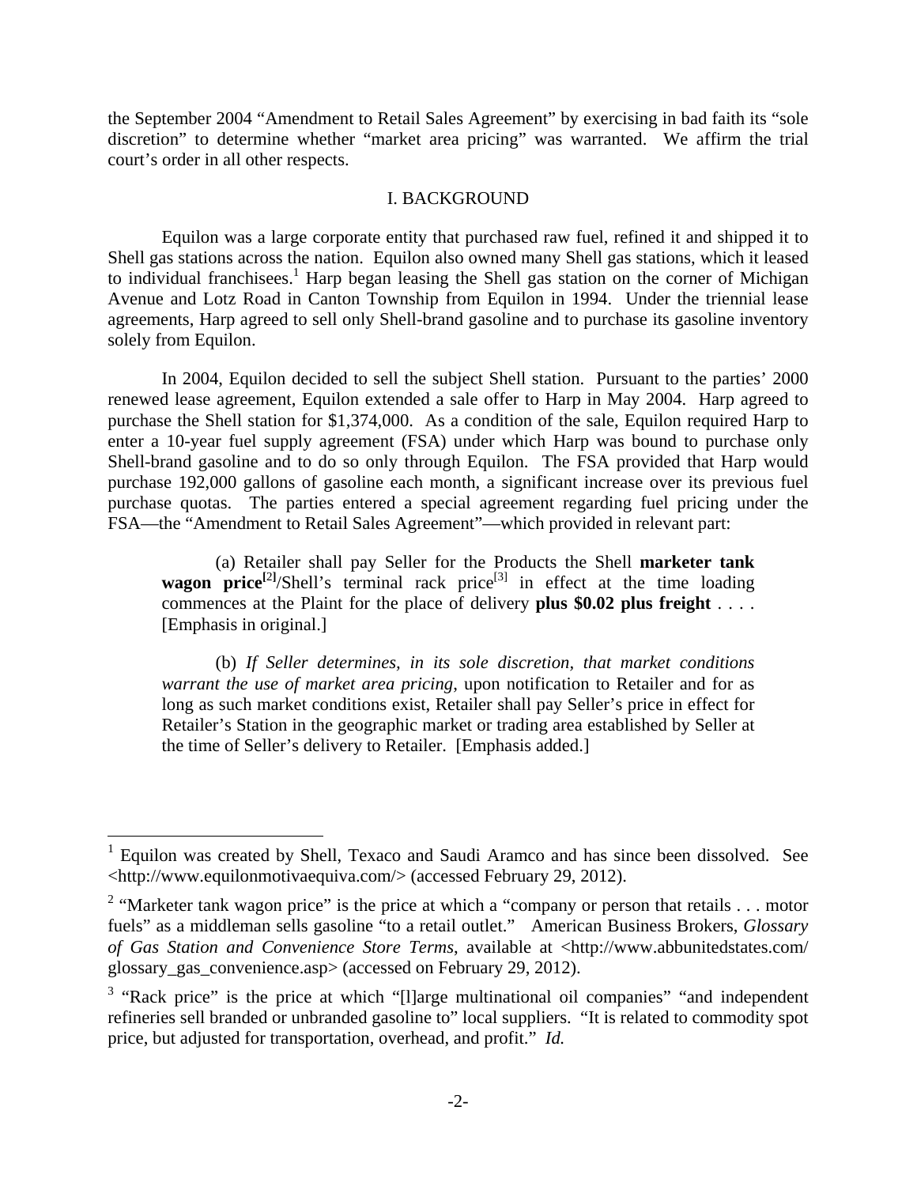the September 2004 "Amendment to Retail Sales Agreement" by exercising in bad faith its "sole discretion" to determine whether "market area pricing" was warranted. We affirm the trial court's order in all other respects.

## I. BACKGROUND

Equilon was a large corporate entity that purchased raw fuel, refined it and shipped it to Shell gas stations across the nation. Equilon also owned many Shell gas stations, which it leased to individual franchisees.[1] Harp began leasing the Shell gas station on the corner of Michigan Avenue and Lotz Road in Canton Township from Equilon in 1994. Under the triennial lease agreements, Harp agreed to sell only Shell-brand gasoline and to purchase its gasoline inventory solely from Equilon.

In 2004, Equilon decided to sell the subject Shell station. Pursuant to the parties' 2000 renewed lease agreement, Equilon extended a sale offer to Harp in May 2004. Harp agreed to purchase the Shell station for $1,374,000. As a condition of the sale, Equilon required Harp to enter a 10-year fuel supply agreement (FSA) under which Harp was bound to purchase only Shell-brand gasoline and to do so only through Equilon. The FSA provided that Harp would purchase 192,000 gallons of gasoline each month, a significant increase over its previous fuel purchase quotas. The parties entered a special agreement regarding fuel pricing under the FSA—the "Amendment to Retail Sales Agreement"—which provided in relevant part:

> (a) Retailer shall pay Seller for the Products the Shell **marketer tank wagon price**[2]/Shell's terminal rack price[3] in effect at the time loading commences at the Plaint for the place of delivery **plus $0.02 plus freight** . . . . [Emphasis in original.]
>
> (b) *If Seller determines, in its sole discretion, that market conditions warrant the use of market area pricing*, upon notification to Retailer and for as long as such market conditions exist, Retailer shall pay Seller's price in effect for Retailer's Station in the geographic market or trading area established by Seller at the time of Seller's delivery to Retailer. [Emphasis added.]

---

[1] Equilon was created by Shell, Texaco and Saudi Aramco and has since been dissolved. See <http://www.equilonmotivaequiva.com/> (accessed February 29, 2012).

[2] "Marketer tank wagon price" is the price at which a "company or person that retails . . . motor fuels" as a middleman sells gasoline "to a retail outlet." American Business Brokers, *Glossary of Gas Station and Convenience Store Terms*, available at <http://www.abbunitedstates.com/glossary_gas_convenience.asp> (accessed on February 29, 2012).

[3] "Rack price" is the price at which "[l]arge multinational oil companies" "and independent refineries sell branded or unbranded gasoline to" local suppliers. "It is related to commodity spot price, but adjusted for transportation, overhead, and profit." *Id.*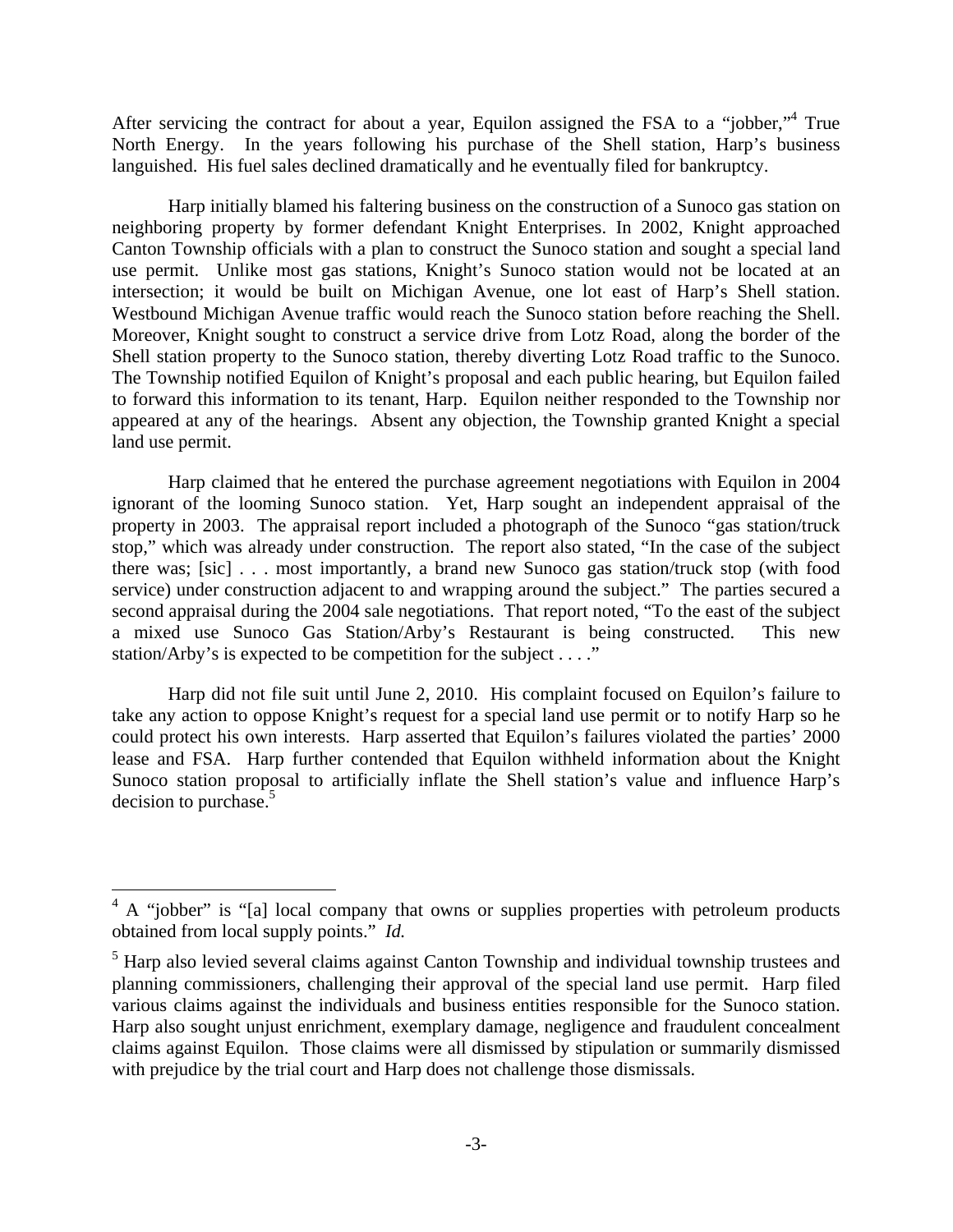After servicing the contract for about a year, Equilon assigned the FSA to a "jobber,"[4] True North Energy. In the years following his purchase of the Shell station, Harp's business languished. His fuel sales declined dramatically and he eventually filed for bankruptcy.

Harp initially blamed his faltering business on the construction of a Sunoco gas station on neighboring property by former defendant Knight Enterprises. In 2002, Knight approached Canton Township officials with a plan to construct the Sunoco station and sought a special land use permit. Unlike most gas stations, Knight's Sunoco station would not be located at an intersection; it would be built on Michigan Avenue, one lot east of Harp's Shell station. Westbound Michigan Avenue traffic would reach the Sunoco station before reaching the Shell. Moreover, Knight sought to construct a service drive from Lotz Road, along the border of the Shell station property to the Sunoco station, thereby diverting Lotz Road traffic to the Sunoco. The Township notified Equilon of Knight's proposal and each public hearing, but Equilon failed to forward this information to its tenant, Harp. Equilon neither responded to the Township nor appeared at any of the hearings. Absent any objection, the Township granted Knight a special land use permit.

Harp claimed that he entered the purchase agreement negotiations with Equilon in 2004 ignorant of the looming Sunoco station. Yet, Harp sought an independent appraisal of the property in 2003. The appraisal report included a photograph of the Sunoco "gas station/truck stop," which was already under construction. The report also stated, "In the case of the subject there was; [sic] . . . most importantly, a brand new Sunoco gas station/truck stop (with food service) under construction adjacent to and wrapping around the subject." The parties secured a second appraisal during the 2004 sale negotiations. That report noted, "To the east of the subject a mixed use Sunoco Gas Station/Arby's Restaurant is being constructed. This new station/Arby's is expected to be competition for the subject . . . ."

Harp did not file suit until June 2, 2010. His complaint focused on Equilon's failure to take any action to oppose Knight's request for a special land use permit or to notify Harp so he could protect his own interests. Harp asserted that Equilon's failures violated the parties' 2000 lease and FSA. Harp further contended that Equilon withheld information about the Knight Sunoco station proposal to artificially inflate the Shell station's value and influence Harp's decision to purchase.[5]

---

[4] A "jobber" is "[a] local company that owns or supplies properties with petroleum products obtained from local supply points." *Id.*

[5] Harp also levied several claims against Canton Township and individual township trustees and planning commissioners, challenging their approval of the special land use permit. Harp filed various claims against the individuals and business entities responsible for the Sunoco station. Harp also sought unjust enrichment, exemplary damage, negligence and fraudulent concealment claims against Equilon. Those claims were all dismissed by stipulation or summarily dismissed with prejudice by the trial court and Harp does not challenge those dismissals.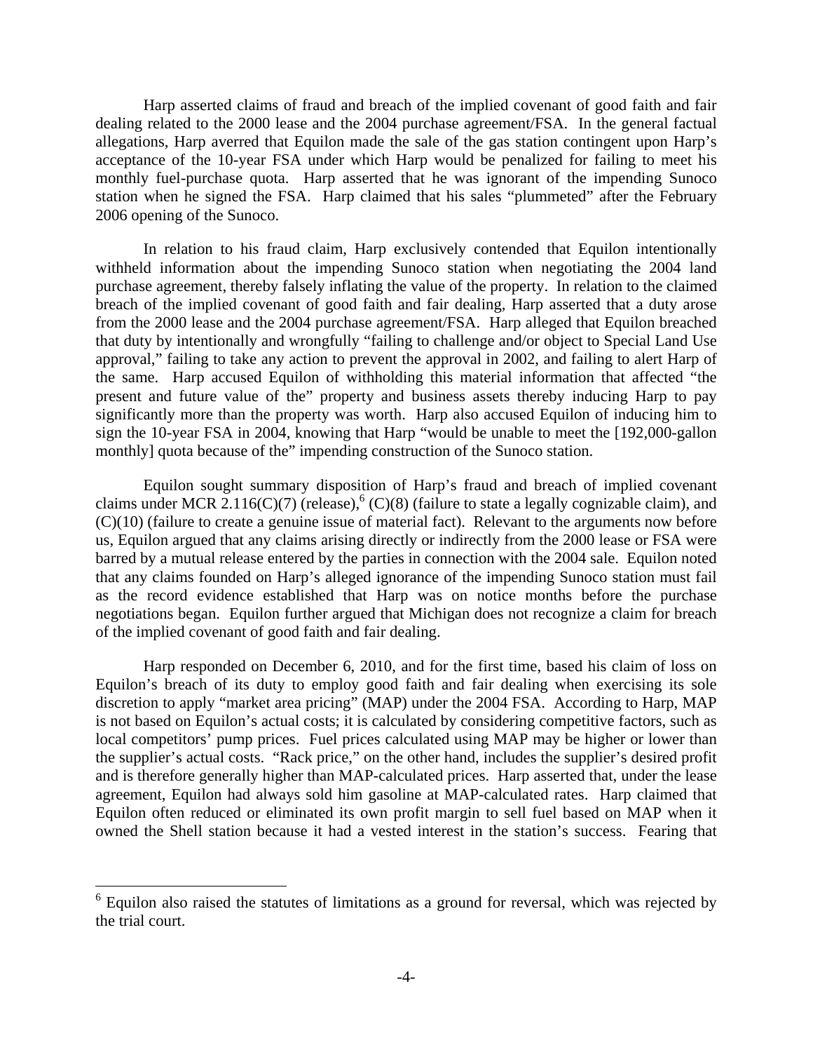Harp asserted claims of fraud and breach of the implied covenant of good faith and fair dealing related to the 2000 lease and the 2004 purchase agreement/FSA. In the general factual allegations, Harp averred that Equilon made the sale of the gas station contingent upon Harp's acceptance of the 10-year FSA under which Harp would be penalized for failing to meet his monthly fuel-purchase quota. Harp asserted that he was ignorant of the impending Sunoco station when he signed the FSA. Harp claimed that his sales "plummeted" after the February 2006 opening of the Sunoco.

In relation to his fraud claim, Harp exclusively contended that Equilon intentionally withheld information about the impending Sunoco station when negotiating the 2004 land purchase agreement, thereby falsely inflating the value of the property. In relation to the claimed breach of the implied covenant of good faith and fair dealing, Harp asserted that a duty arose from the 2000 lease and the 2004 purchase agreement/FSA. Harp alleged that Equilon breached that duty by intentionally and wrongfully "failing to challenge and/or object to Special Land Use approval," failing to take any action to prevent the approval in 2002, and failing to alert Harp of the same. Harp accused Equilon of withholding this material information that affected "the present and future value of the" property and business assets thereby inducing Harp to pay significantly more than the property was worth. Harp also accused Equilon of inducing him to sign the 10-year FSA in 2004, knowing that Harp "would be unable to meet the [192,000-gallon monthly] quota because of the" impending construction of the Sunoco station.

Equilon sought summary disposition of Harp's fraud and breach of implied covenant claims under MCR 2.116(C)(7) (release),[6] (C)(8) (failure to state a legally cognizable claim), and (C)(10) (failure to create a genuine issue of material fact). Relevant to the arguments now before us, Equilon argued that any claims arising directly or indirectly from the 2000 lease or FSA were barred by a mutual release entered by the parties in connection with the 2004 sale. Equilon noted that any claims founded on Harp's alleged ignorance of the impending Sunoco station must fail as the record evidence established that Harp was on notice months before the purchase negotiations began. Equilon further argued that Michigan does not recognize a claim for breach of the implied covenant of good faith and fair dealing.

Harp responded on December 6, 2010, and for the first time, based his claim of loss on Equilon's breach of its duty to employ good faith and fair dealing when exercising its sole discretion to apply "market area pricing" (MAP) under the 2004 FSA. According to Harp, MAP is not based on Equilon's actual costs; it is calculated by considering competitive factors, such as local competitors' pump prices. Fuel prices calculated using MAP may be higher or lower than the supplier's actual costs. "Rack price," on the other hand, includes the supplier's desired profit and is therefore generally higher than MAP-calculated prices. Harp asserted that, under the lease agreement, Equilon had always sold him gasoline at MAP-calculated rates. Harp claimed that Equilon often reduced or eliminated its own profit margin to sell fuel based on MAP when it owned the Shell station because it had a vested interest in the station's success. Fearing that

---

[6] Equilon also raised the statutes of limitations as a ground for reversal, which was rejected by the trial court.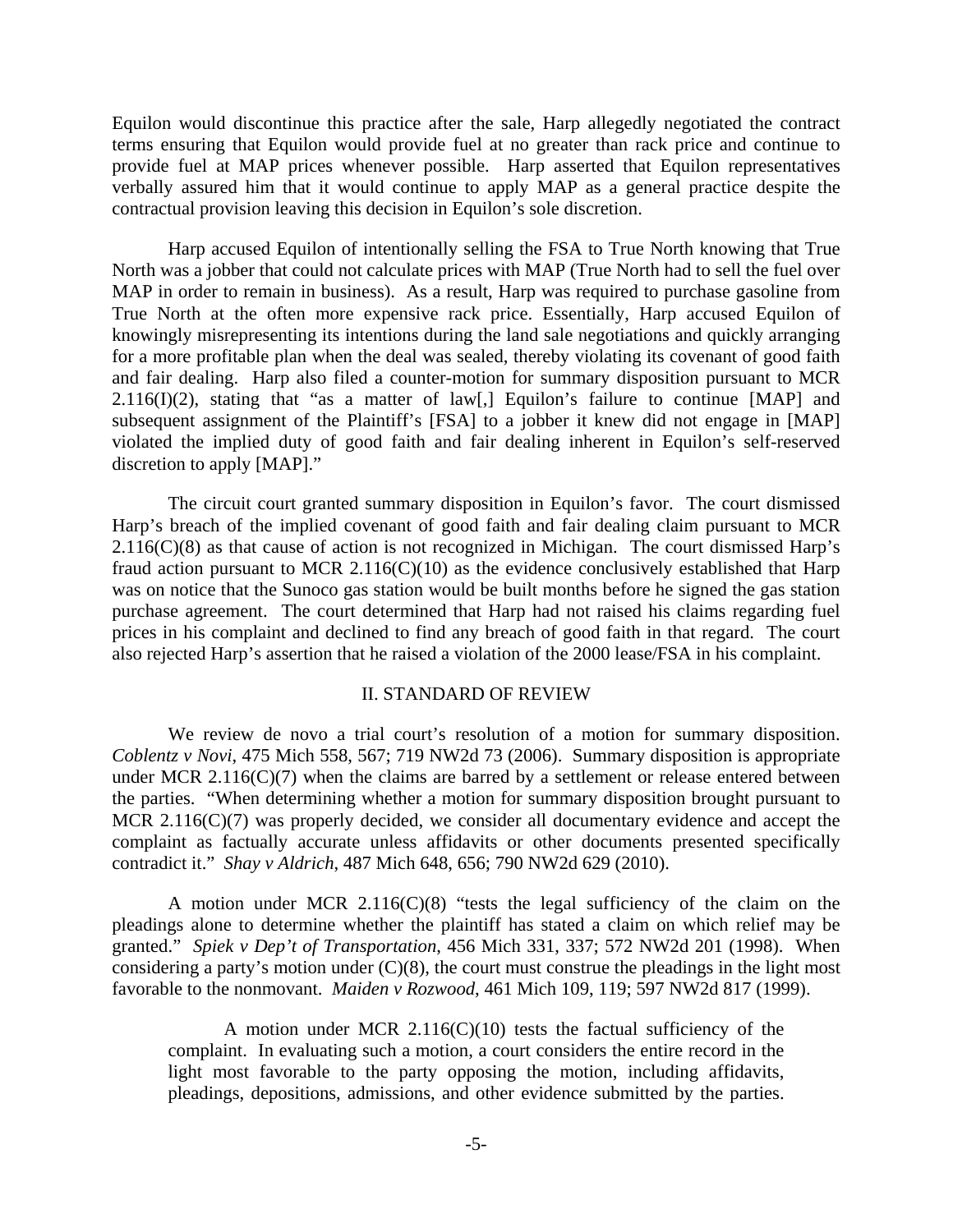Equilon would discontinue this practice after the sale, Harp allegedly negotiated the contract terms ensuring that Equilon would provide fuel at no greater than rack price and continue to provide fuel at MAP prices whenever possible. Harp asserted that Equilon representatives verbally assured him that it would continue to apply MAP as a general practice despite the contractual provision leaving this decision in Equilon's sole discretion.

Harp accused Equilon of intentionally selling the FSA to True North knowing that True North was a jobber that could not calculate prices with MAP (True North had to sell the fuel over MAP in order to remain in business). As a result, Harp was required to purchase gasoline from True North at the often more expensive rack price. Essentially, Harp accused Equilon of knowingly misrepresenting its intentions during the land sale negotiations and quickly arranging for a more profitable plan when the deal was sealed, thereby violating its covenant of good faith and fair dealing. Harp also filed a counter-motion for summary disposition pursuant to MCR 2.116(I)(2), stating that "as a matter of law[,] Equilon's failure to continue [MAP] and subsequent assignment of the Plaintiff's [FSA] to a jobber it knew did not engage in [MAP] violated the implied duty of good faith and fair dealing inherent in Equilon's self-reserved discretion to apply [MAP]."

The circuit court granted summary disposition in Equilon's favor. The court dismissed Harp's breach of the implied covenant of good faith and fair dealing claim pursuant to MCR 2.116(C)(8) as that cause of action is not recognized in Michigan. The court dismissed Harp's fraud action pursuant to MCR 2.116(C)(10) as the evidence conclusively established that Harp was on notice that the Sunoco gas station would be built months before he signed the gas station purchase agreement. The court determined that Harp had not raised his claims regarding fuel prices in his complaint and declined to find any breach of good faith in that regard. The court also rejected Harp's assertion that he raised a violation of the 2000 lease/FSA in his complaint.

## II. STANDARD OF REVIEW

We review de novo a trial court's resolution of a motion for summary disposition. *Coblentz v Novi*, 475 Mich 558, 567; 719 NW2d 73 (2006). Summary disposition is appropriate under MCR 2.116(C)(7) when the claims are barred by a settlement or release entered between the parties. "When determining whether a motion for summary disposition brought pursuant to MCR 2.116(C)(7) was properly decided, we consider all documentary evidence and accept the complaint as factually accurate unless affidavits or other documents presented specifically contradict it." *Shay v Aldrich*, 487 Mich 648, 656; 790 NW2d 629 (2010).

A motion under MCR 2.116(C)(8) "tests the legal sufficiency of the claim on the pleadings alone to determine whether the plaintiff has stated a claim on which relief may be granted." *Spiek v Dep't of Transportation*, 456 Mich 331, 337; 572 NW2d 201 (1998). When considering a party's motion under (C)(8), the court must construe the pleadings in the light most favorable to the nonmovant. *Maiden v Rozwood*, 461 Mich 109, 119; 597 NW2d 817 (1999).

> A motion under MCR 2.116(C)(10) tests the factual sufficiency of the complaint. In evaluating such a motion, a court considers the entire record in the light most favorable to the party opposing the motion, including affidavits, pleadings, depositions, admissions, and other evidence submitted by the parties.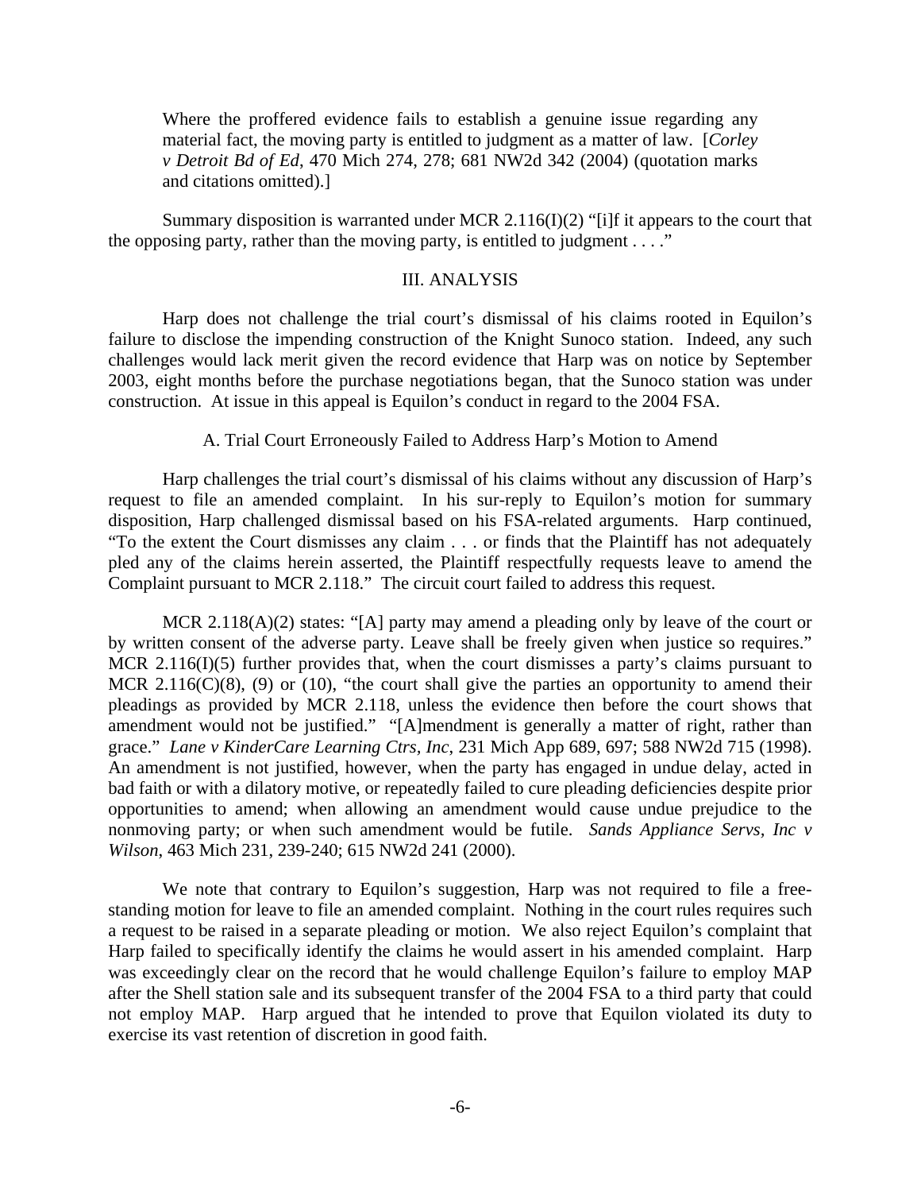> Where the proffered evidence fails to establish a genuine issue regarding any material fact, the moving party is entitled to judgment as a matter of law. [*Corley v Detroit Bd of Ed*, 470 Mich 274, 278; 681 NW2d 342 (2004) (quotation marks and citations omitted).]

Summary disposition is warranted under MCR 2.116(I)(2) "[i]f it appears to the court that the opposing party, rather than the moving party, is entitled to judgment . . . ."

## III. ANALYSIS

Harp does not challenge the trial court's dismissal of his claims rooted in Equilon's failure to disclose the impending construction of the Knight Sunoco station. Indeed, any such challenges would lack merit given the record evidence that Harp was on notice by September 2003, eight months before the purchase negotiations began, that the Sunoco station was under construction. At issue in this appeal is Equilon's conduct in regard to the 2004 FSA.

### A. Trial Court Erroneously Failed to Address Harp's Motion to Amend

Harp challenges the trial court's dismissal of his claims without any discussion of Harp's request to file an amended complaint. In his sur-reply to Equilon's motion for summary disposition, Harp challenged dismissal based on his FSA-related arguments. Harp continued, "To the extent the Court dismisses any claim . . . or finds that the Plaintiff has not adequately pled any of the claims herein asserted, the Plaintiff respectfully requests leave to amend the Complaint pursuant to MCR 2.118." The circuit court failed to address this request.

MCR 2.118(A)(2) states: "[A] party may amend a pleading only by leave of the court or by written consent of the adverse party. Leave shall be freely given when justice so requires." MCR 2.116(I)(5) further provides that, when the court dismisses a party's claims pursuant to MCR 2.116(C)(8), (9) or (10), "the court shall give the parties an opportunity to amend their pleadings as provided by MCR 2.118, unless the evidence then before the court shows that amendment would not be justified." "[A]mendment is generally a matter of right, rather than grace." *Lane v KinderCare Learning Ctrs, Inc*, 231 Mich App 689, 697; 588 NW2d 715 (1998). An amendment is not justified, however, when the party has engaged in undue delay, acted in bad faith or with a dilatory motive, or repeatedly failed to cure pleading deficiencies despite prior opportunities to amend; when allowing an amendment would cause undue prejudice to the nonmoving party; or when such amendment would be futile. *Sands Appliance Servs, Inc v Wilson*, 463 Mich 231, 239-240; 615 NW2d 241 (2000).

We note that contrary to Equilon's suggestion, Harp was not required to file a free-standing motion for leave to file an amended complaint. Nothing in the court rules requires such a request to be raised in a separate pleading or motion. We also reject Equilon's complaint that Harp failed to specifically identify the claims he would assert in his amended complaint. Harp was exceedingly clear on the record that he would challenge Equilon's failure to employ MAP after the Shell station sale and its subsequent transfer of the 2004 FSA to a third party that could not employ MAP. Harp argued that he intended to prove that Equilon violated its duty to exercise its vast retention of discretion in good faith.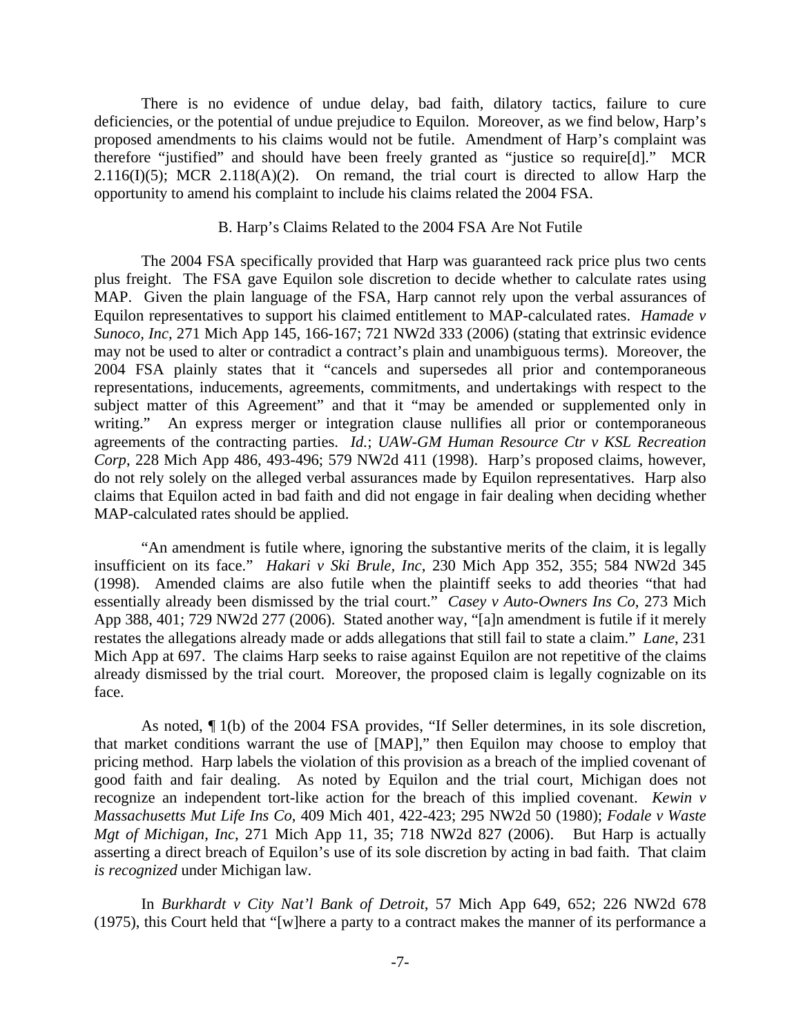There is no evidence of undue delay, bad faith, dilatory tactics, failure to cure deficiencies, or the potential of undue prejudice to Equilon. Moreover, as we find below, Harp's proposed amendments to his claims would not be futile. Amendment of Harp's complaint was therefore "justified" and should have been freely granted as "justice so require[d]." MCR 2.116(I)(5); MCR 2.118(A)(2). On remand, the trial court is directed to allow Harp the opportunity to amend his complaint to include his claims related the 2004 FSA.

### B. Harp's Claims Related to the 2004 FSA Are Not Futile

The 2004 FSA specifically provided that Harp was guaranteed rack price plus two cents plus freight. The FSA gave Equilon sole discretion to decide whether to calculate rates using MAP. Given the plain language of the FSA, Harp cannot rely upon the verbal assurances of Equilon representatives to support his claimed entitlement to MAP-calculated rates. *Hamade v Sunoco, Inc*, 271 Mich App 145, 166-167; 721 NW2d 333 (2006) (stating that extrinsic evidence may not be used to alter or contradict a contract's plain and unambiguous terms). Moreover, the 2004 FSA plainly states that it "cancels and supersedes all prior and contemporaneous representations, inducements, agreements, commitments, and undertakings with respect to the subject matter of this Agreement" and that it "may be amended or supplemented only in writing." An express merger or integration clause nullifies all prior or contemporaneous agreements of the contracting parties. *Id.*; *UAW-GM Human Resource Ctr v KSL Recreation Corp*, 228 Mich App 486, 493-496; 579 NW2d 411 (1998). Harp's proposed claims, however, do not rely solely on the alleged verbal assurances made by Equilon representatives. Harp also claims that Equilon acted in bad faith and did not engage in fair dealing when deciding whether MAP-calculated rates should be applied.

"An amendment is futile where, ignoring the substantive merits of the claim, it is legally insufficient on its face." *Hakari v Ski Brule, Inc*, 230 Mich App 352, 355; 584 NW2d 345 (1998). Amended claims are also futile when the plaintiff seeks to add theories "that had essentially already been dismissed by the trial court." *Casey v Auto-Owners Ins Co*, 273 Mich App 388, 401; 729 NW2d 277 (2006). Stated another way, "[a]n amendment is futile if it merely restates the allegations already made or adds allegations that still fail to state a claim." *Lane*, 231 Mich App at 697. The claims Harp seeks to raise against Equilon are not repetitive of the claims already dismissed by the trial court. Moreover, the proposed claim is legally cognizable on its face.

As noted, ¶ 1(b) of the 2004 FSA provides, "If Seller determines, in its sole discretion, that market conditions warrant the use of [MAP]," then Equilon may choose to employ that pricing method. Harp labels the violation of this provision as a breach of the implied covenant of good faith and fair dealing. As noted by Equilon and the trial court, Michigan does not recognize an independent tort-like action for the breach of this implied covenant. *Kewin v Massachusetts Mut Life Ins Co*, 409 Mich 401, 422-423; 295 NW2d 50 (1980); *Fodale v Waste Mgt of Michigan, Inc*, 271 Mich App 11, 35; 718 NW2d 827 (2006). But Harp is actually asserting a direct breach of Equilon's use of its sole discretion by acting in bad faith. That claim *is recognized* under Michigan law.

In *Burkhardt v City Nat'l Bank of Detroit*, 57 Mich App 649, 652; 226 NW2d 678 (1975), this Court held that "[w]here a party to a contract makes the manner of its performance a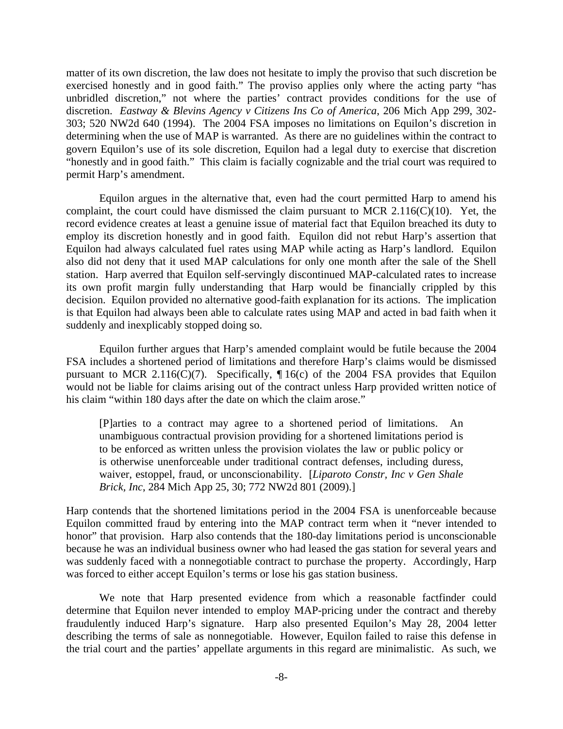matter of its own discretion, the law does not hesitate to imply the proviso that such discretion be exercised honestly and in good faith." The proviso applies only where the acting party "has unbridled discretion," not where the parties' contract provides conditions for the use of discretion. *Eastway & Blevins Agency v Citizens Ins Co of America*, 206 Mich App 299, 302-303; 520 NW2d 640 (1994). The 2004 FSA imposes no limitations on Equilon's discretion in determining when the use of MAP is warranted. As there are no guidelines within the contract to govern Equilon's use of its sole discretion, Equilon had a legal duty to exercise that discretion "honestly and in good faith." This claim is facially cognizable and the trial court was required to permit Harp's amendment.

Equilon argues in the alternative that, even had the court permitted Harp to amend his complaint, the court could have dismissed the claim pursuant to MCR 2.116(C)(10). Yet, the record evidence creates at least a genuine issue of material fact that Equilon breached its duty to employ its discretion honestly and in good faith. Equilon did not rebut Harp's assertion that Equilon had always calculated fuel rates using MAP while acting as Harp's landlord. Equilon also did not deny that it used MAP calculations for only one month after the sale of the Shell station. Harp averred that Equilon self-servingly discontinued MAP-calculated rates to increase its own profit margin fully understanding that Harp would be financially crippled by this decision. Equilon provided no alternative good-faith explanation for its actions. The implication is that Equilon had always been able to calculate rates using MAP and acted in bad faith when it suddenly and inexplicably stopped doing so.

Equilon further argues that Harp's amended complaint would be futile because the 2004 FSA includes a shortened period of limitations and therefore Harp's claims would be dismissed pursuant to MCR 2.116(C)(7). Specifically, ¶ 16(c) of the 2004 FSA provides that Equilon would not be liable for claims arising out of the contract unless Harp provided written notice of his claim "within 180 days after the date on which the claim arose."

> [P]arties to a contract may agree to a shortened period of limitations. An unambiguous contractual provision providing for a shortened limitations period is to be enforced as written unless the provision violates the law or public policy or is otherwise unenforceable under traditional contract defenses, including duress, waiver, estoppel, fraud, or unconscionability. [*Liparoto Constr, Inc v Gen Shale Brick, Inc*, 284 Mich App 25, 30; 772 NW2d 801 (2009).]

Harp contends that the shortened limitations period in the 2004 FSA is unenforceable because Equilon committed fraud by entering into the MAP contract term when it "never intended to honor" that provision. Harp also contends that the 180-day limitations period is unconscionable because he was an individual business owner who had leased the gas station for several years and was suddenly faced with a nonnegotiable contract to purchase the property. Accordingly, Harp was forced to either accept Equilon's terms or lose his gas station business.

We note that Harp presented evidence from which a reasonable factfinder could determine that Equilon never intended to employ MAP-pricing under the contract and thereby fraudulently induced Harp's signature. Harp also presented Equilon's May 28, 2004 letter describing the terms of sale as nonnegotiable. However, Equilon failed to raise this defense in the trial court and the parties' appellate arguments in this regard are minimalistic. As such, we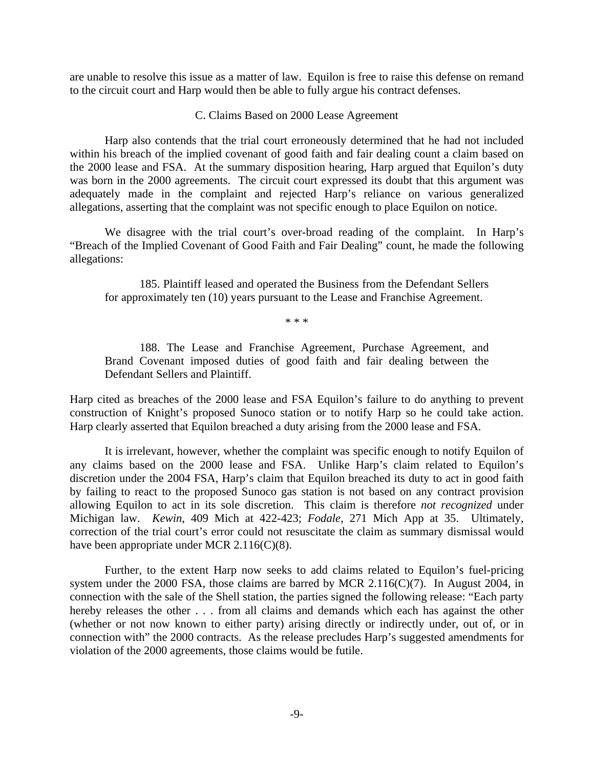are unable to resolve this issue as a matter of law. Equilon is free to raise this defense on remand to the circuit court and Harp would then be able to fully argue his contract defenses.

### C. Claims Based on 2000 Lease Agreement

Harp also contends that the trial court erroneously determined that he had not included within his breach of the implied covenant of good faith and fair dealing count a claim based on the 2000 lease and FSA. At the summary disposition hearing, Harp argued that Equilon's duty was born in the 2000 agreements. The circuit court expressed its doubt that this argument was adequately made in the complaint and rejected Harp's reliance on various generalized allegations, asserting that the complaint was not specific enough to place Equilon on notice.

We disagree with the trial court's over-broad reading of the complaint. In Harp's "Breach of the Implied Covenant of Good Faith and Fair Dealing" count, he made the following allegations:

> 185. Plaintiff leased and operated the Business from the Defendant Sellers for approximately ten (10) years pursuant to the Lease and Franchise Agreement.
>
> \* \* \*
>
> 188. The Lease and Franchise Agreement, Purchase Agreement, and Brand Covenant imposed duties of good faith and fair dealing between the Defendant Sellers and Plaintiff.

Harp cited as breaches of the 2000 lease and FSA Equilon's failure to do anything to prevent construction of Knight's proposed Sunoco station or to notify Harp so he could take action. Harp clearly asserted that Equilon breached a duty arising from the 2000 lease and FSA.

It is irrelevant, however, whether the complaint was specific enough to notify Equilon of any claims based on the 2000 lease and FSA. Unlike Harp's claim related to Equilon's discretion under the 2004 FSA, Harp's claim that Equilon breached its duty to act in good faith by failing to react to the proposed Sunoco gas station is not based on any contract provision allowing Equilon to act in its sole discretion. This claim is therefore *not recognized* under Michigan law. *Kewin*, 409 Mich at 422-423; *Fodale*, 271 Mich App at 35. Ultimately, correction of the trial court's error could not resuscitate the claim as summary dismissal would have been appropriate under MCR 2.116(C)(8).

Further, to the extent Harp now seeks to add claims related to Equilon's fuel-pricing system under the 2000 FSA, those claims are barred by MCR 2.116(C)(7). In August 2004, in connection with the sale of the Shell station, the parties signed the following release: "Each party hereby releases the other . . . from all claims and demands which each has against the other (whether or not now known to either party) arising directly or indirectly under, out of, or in connection with" the 2000 contracts. As the release precludes Harp's suggested amendments for violation of the 2000 agreements, those claims would be futile.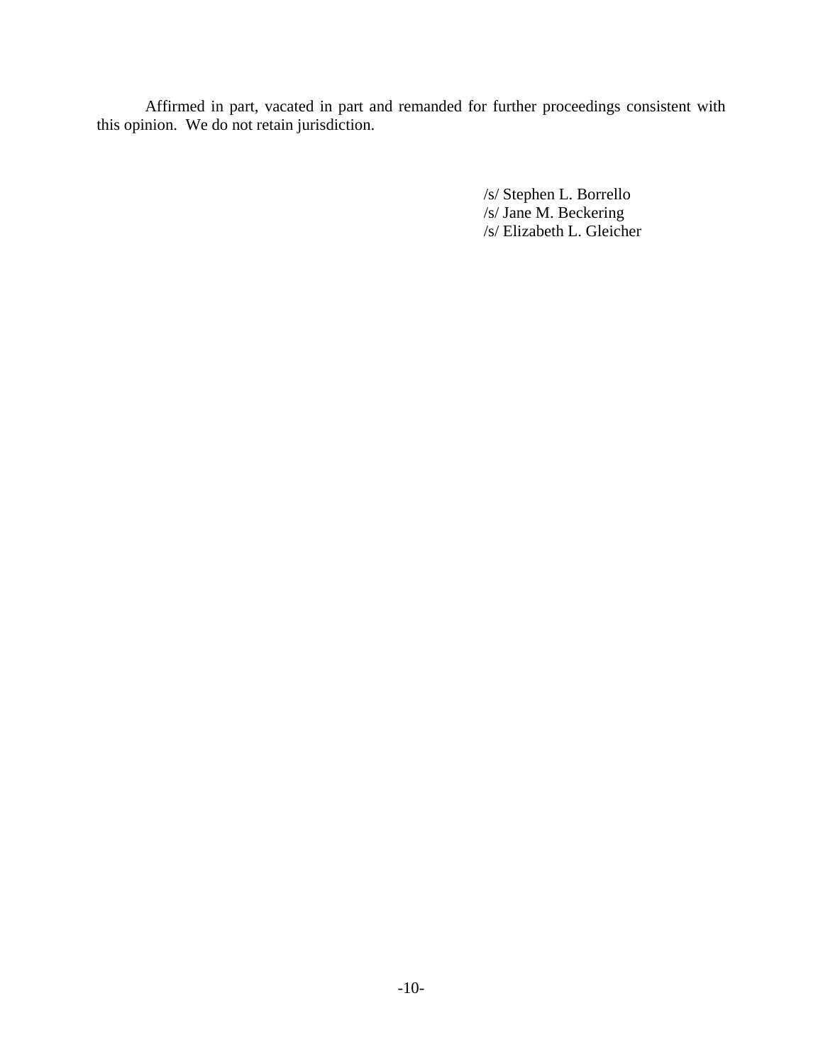Affirmed in part, vacated in part and remanded for further proceedings consistent with this opinion. We do not retain jurisdiction.

/s/ Stephen L. Borrello
/s/ Jane M. Beckering
/s/ Elizabeth L. Gleicher